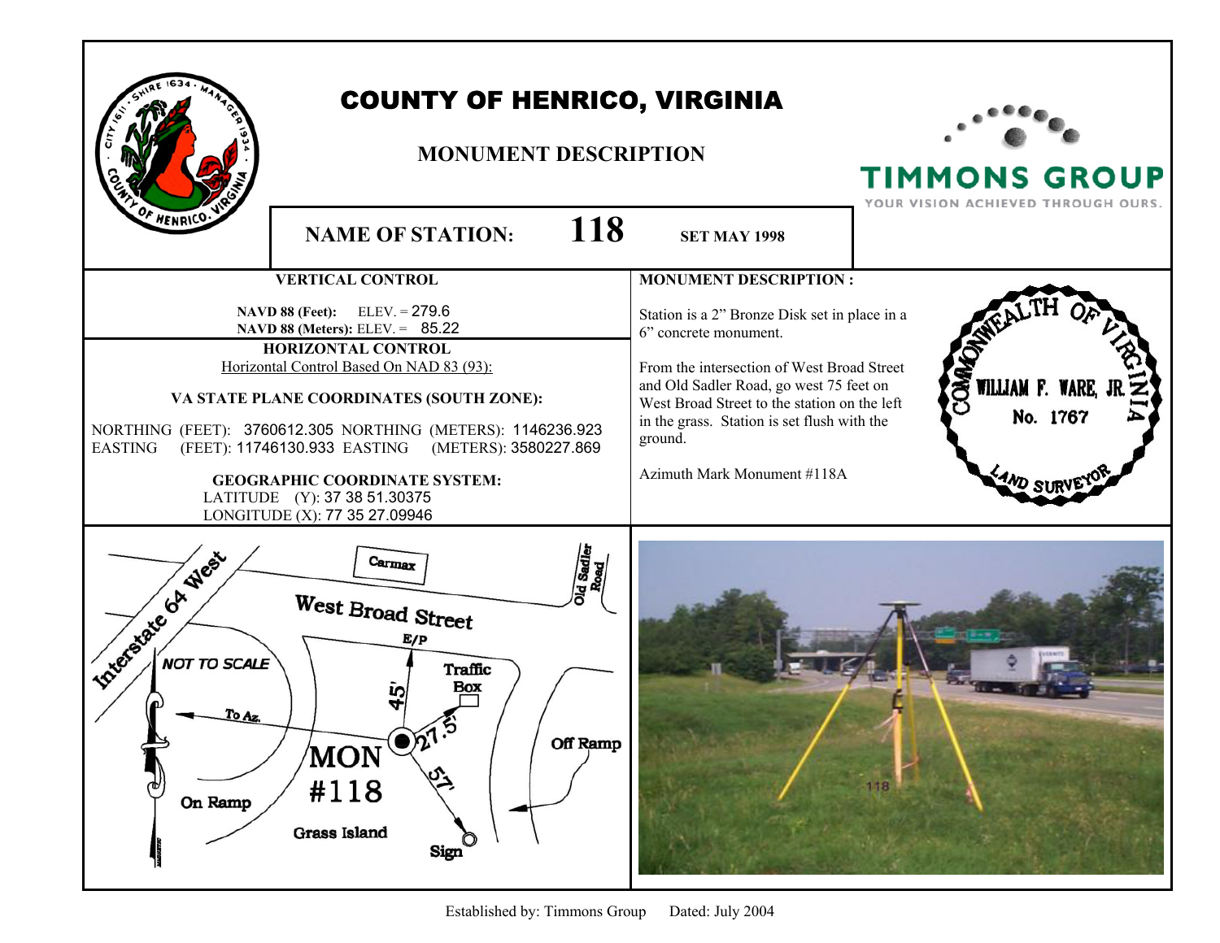# COUNTY OF HENRICO, VIRGINIA

## MONUMENT DESCRIPTION

TIMMONS GROUP
YOUR VISION ACHIEVED THROUGH OURS.

**NAME OF STATION: 118** **SET MAY 1998**

### VERTICAL CONTROL

**NAVD 88 (Feet):** ELEV. = 279.6
**NAVD 88 (Meters):** ELEV. = 85.22

### HORIZONTAL CONTROL

Horizontal Control Based On NAD 83 (93):

**VA STATE PLANE COORDINATES (SOUTH ZONE):**

NORTHING (FEET): 3760612.305 NORTHING (METERS): 1146236.923
EASTING (FEET): 11746130.933 EASTING (METERS): 3580227.869

**GEOGRAPHIC COORDINATE SYSTEM:**

LATITUDE (Y): 37 38 51.30375
LONGITUDE (X): 77 35 27.09946

### MONUMENT DESCRIPTION :

Station is a 2" Bronze Disk set in place in a 6" concrete monument.

From the intersection of West Broad Street and Old Sadler Road, go west 75 feet on West Broad Street to the station on the left in the grass. Station is set flush with the ground.

Azimuth Mark Monument #118A

COMMONWEALTH OF VIRGINIA
WILLIAM F. WARE, JR.
No. 1767
LAND SURVEYOR

Established by: Timmons Group Dated: July 2004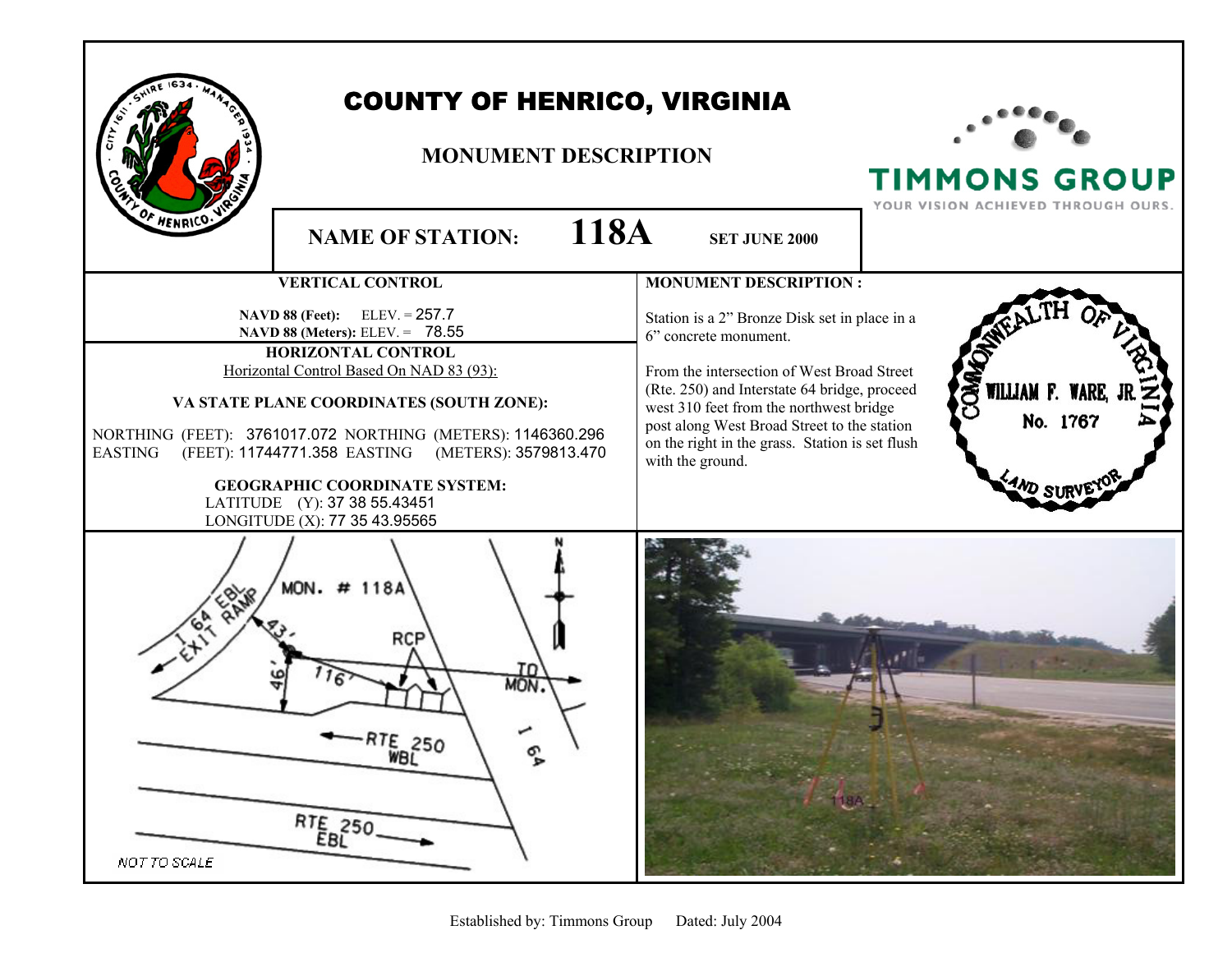# COUNTY OF HENRICO, VIRGINIA

## MONUMENT DESCRIPTION

TIMMONS GROUP
YOUR VISION ACHIEVED THROUGH OURS.

**NAME OF STATION: 118A** **SET JUNE 2000**

### VERTICAL CONTROL

**NAVD 88 (Feet):** ELEV. = 257.7
**NAVD 88 (Meters):** ELEV. = 78.55

### HORIZONTAL CONTROL

Horizontal Control Based On NAD 83 (93):

**VA STATE PLANE COORDINATES (SOUTH ZONE):**

NORTHING (FEET): 3761017.072 NORTHING (METERS): 1146360.296
EASTING (FEET): 11744771.358 EASTING (METERS): 3579813.470

**GEOGRAPHIC COORDINATE SYSTEM:**

LATITUDE (Y): 37 38 55.43451
LONGITUDE (X): 77 35 43.95565

### MONUMENT DESCRIPTION :

Station is a 2" Bronze Disk set in place in a 6" concrete monument.

From the intersection of West Broad Street (Rte. 250) and Interstate 64 bridge, proceed west 310 feet from the northwest bridge post along West Broad Street to the station on the right in the grass. Station is set flush with the ground.

COMMONWEALTH OF VIRGINIA
WILLIAM F. WARE, JR.
No. 1767
LAND SURVEYOR

I 64 EBL EXIT RAMP
MON. # 118A
43'
46'
116'
RCP
TO MON.
N
RTE 250 WBL
I 64
RTE 250 EBL
NOT TO SCALE

118A

Established by: Timmons Group Dated: July 2004